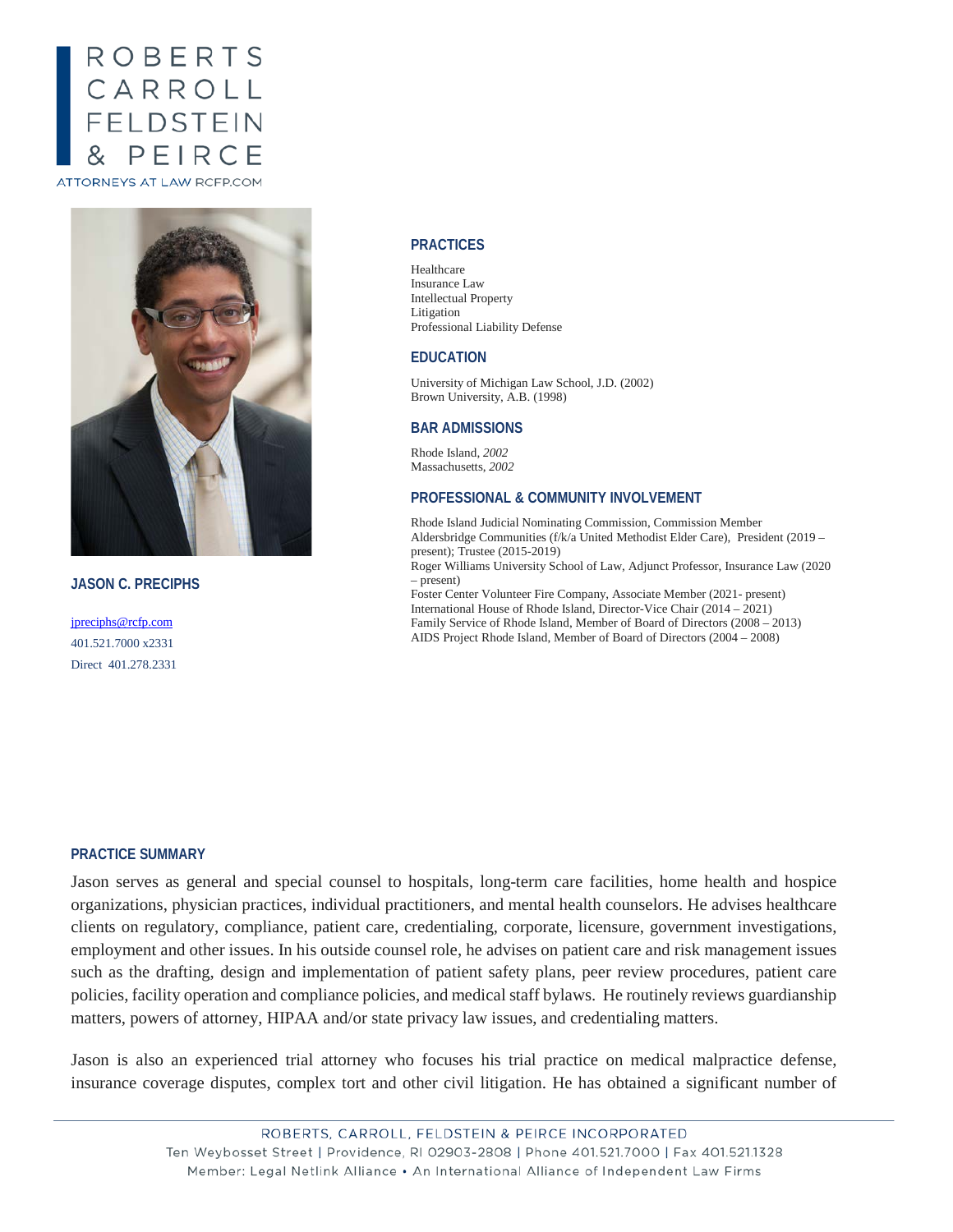ROBERTS
CARROLL
FELDSTEIN
& PEIRCE

ATTORNEYS AT LAW RCFP.COM

## JASON C. PRECIPHS

jpreciphs@rcfp.com
401.521.7000 x2331
Direct 401.278.2331

### PRACTICES

Healthcare
Insurance Law
Intellectual Property
Litigation
Professional Liability Defense

### EDUCATION

University of Michigan Law School, J.D. (2002)
Brown University, A.B. (1998)

### BAR ADMISSIONS

Rhode Island, *2002*
Massachusetts, *2002*

### PROFESSIONAL & COMMUNITY INVOLVEMENT

Rhode Island Judicial Nominating Commission, Commission Member
Aldersbridge Communities (f/k/a United Methodist Elder Care), President (2019 – present); Trustee (2015-2019)
Roger Williams University School of Law, Adjunct Professor, Insurance Law (2020 – present)
Foster Center Volunteer Fire Company, Associate Member (2021- present)
International House of Rhode Island, Director-Vice Chair (2014 – 2021)
Family Service of Rhode Island, Member of Board of Directors (2008 – 2013)
AIDS Project Rhode Island, Member of Board of Directors (2004 – 2008)

### PRACTICE SUMMARY

Jason serves as general and special counsel to hospitals, long-term care facilities, home health and hospice organizations, physician practices, individual practitioners, and mental health counselors. He advises healthcare clients on regulatory, compliance, patient care, credentialing, corporate, licensure, government investigations, employment and other issues. In his outside counsel role, he advises on patient care and risk management issues such as the drafting, design and implementation of patient safety plans, peer review procedures, patient care policies, facility operation and compliance policies, and medical staff bylaws. He routinely reviews guardianship matters, powers of attorney, HIPAA and/or state privacy law issues, and credentialing matters.

Jason is also an experienced trial attorney who focuses his trial practice on medical malpractice defense, insurance coverage disputes, complex tort and other civil litigation. He has obtained a significant number of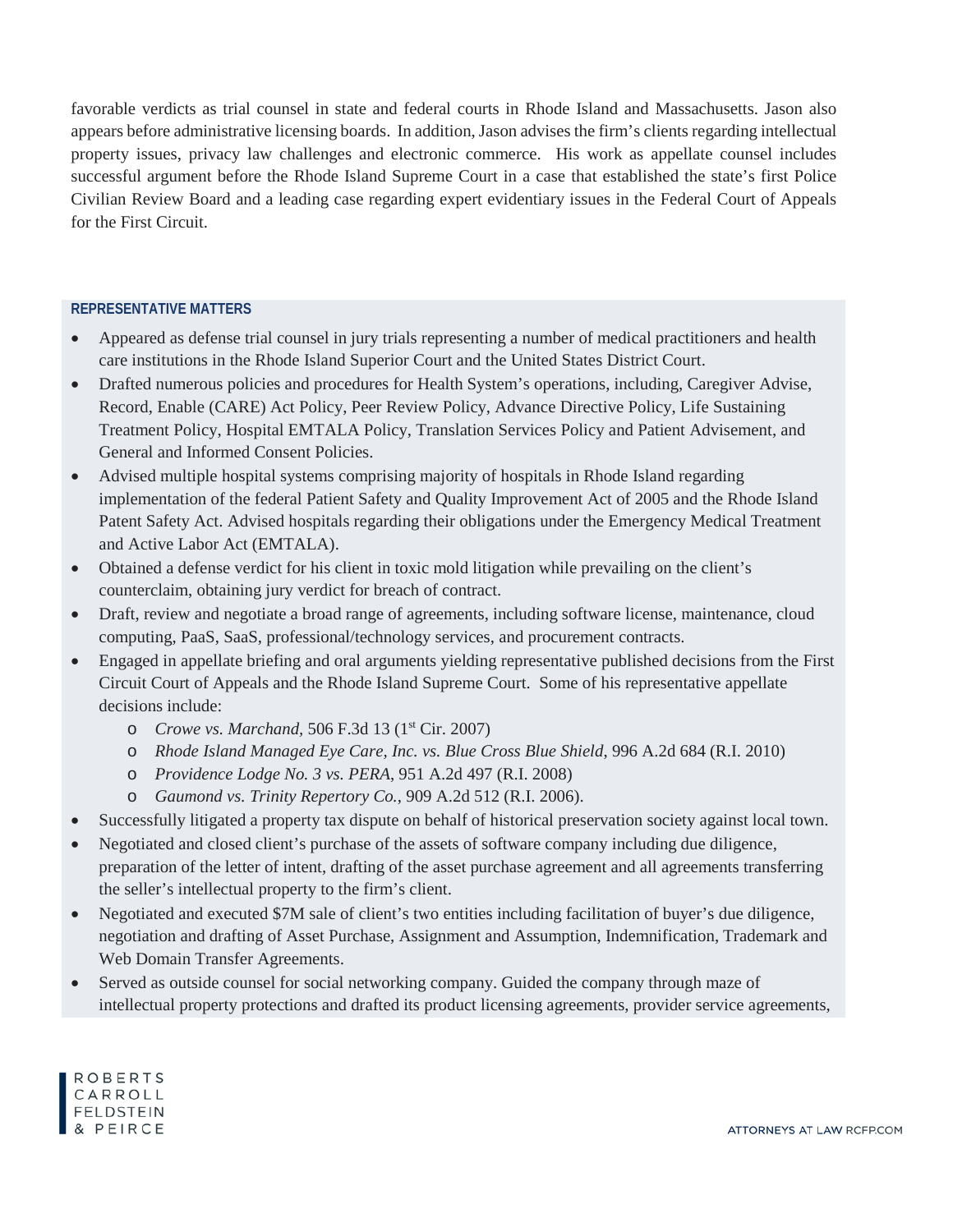favorable verdicts as trial counsel in state and federal courts in Rhode Island and Massachusetts. Jason also appears before administrative licensing boards. In addition, Jason advises the firm's clients regarding intellectual property issues, privacy law challenges and electronic commerce. His work as appellate counsel includes successful argument before the Rhode Island Supreme Court in a case that established the state's first Police Civilian Review Board and a leading case regarding expert evidentiary issues in the Federal Court of Appeals for the First Circuit.

### REPRESENTATIVE MATTERS

- Appeared as defense trial counsel in jury trials representing a number of medical practitioners and health care institutions in the Rhode Island Superior Court and the United States District Court.
- Drafted numerous policies and procedures for Health System's operations, including, Caregiver Advise, Record, Enable (CARE) Act Policy, Peer Review Policy, Advance Directive Policy, Life Sustaining Treatment Policy, Hospital EMTALA Policy, Translation Services Policy and Patient Advisement, and General and Informed Consent Policies.
- Advised multiple hospital systems comprising majority of hospitals in Rhode Island regarding implementation of the federal Patient Safety and Quality Improvement Act of 2005 and the Rhode Island Patent Safety Act. Advised hospitals regarding their obligations under the Emergency Medical Treatment and Active Labor Act (EMTALA).
- Obtained a defense verdict for his client in toxic mold litigation while prevailing on the client's counterclaim, obtaining jury verdict for breach of contract.
- Draft, review and negotiate a broad range of agreements, including software license, maintenance, cloud computing, PaaS, SaaS, professional/technology services, and procurement contracts.
- Engaged in appellate briefing and oral arguments yielding representative published decisions from the First Circuit Court of Appeals and the Rhode Island Supreme Court. Some of his representative appellate decisions include:
  - *Crowe vs. Marchand*, 506 F.3d 13 (1st Cir. 2007)
  - *Rhode Island Managed Eye Care, Inc. vs. Blue Cross Blue Shield*, 996 A.2d 684 (R.I. 2010)
  - *Providence Lodge No. 3 vs. PERA*, 951 A.2d 497 (R.I. 2008)
  - *Gaumond vs. Trinity Repertory Co.*, 909 A.2d 512 (R.I. 2006).
- Successfully litigated a property tax dispute on behalf of historical preservation society against local town.
- Negotiated and closed client's purchase of the assets of software company including due diligence, preparation of the letter of intent, drafting of the asset purchase agreement and all agreements transferring the seller's intellectual property to the firm's client.
- Negotiated and executed $7M sale of client's two entities including facilitation of buyer's due diligence, negotiation and drafting of Asset Purchase, Assignment and Assumption, Indemnification, Trademark and Web Domain Transfer Agreements.
- Served as outside counsel for social networking company. Guided the company through maze of intellectual property protections and drafted its product licensing agreements, provider service agreements,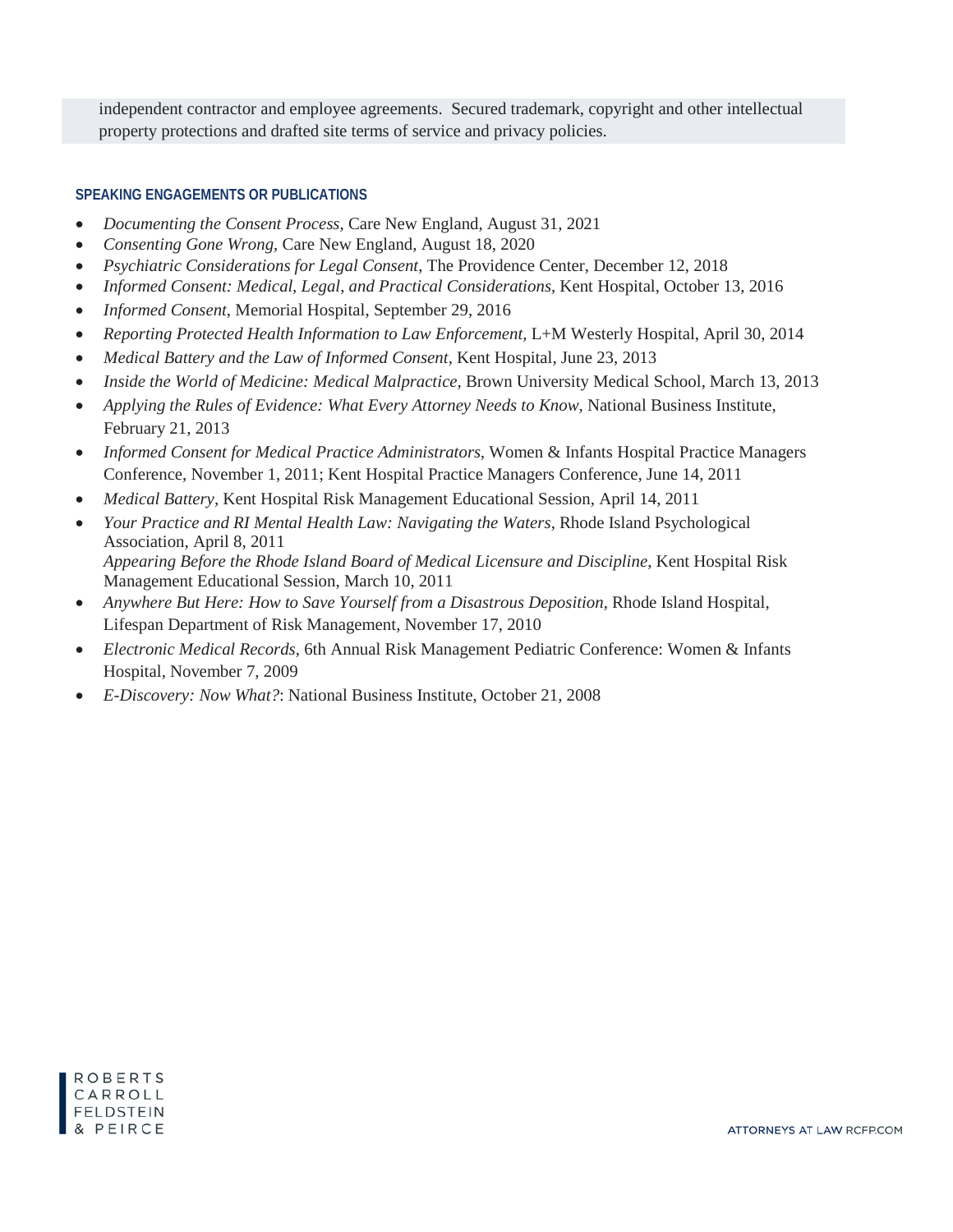independent contractor and employee agreements. Secured trademark, copyright and other intellectual property protections and drafted site terms of service and privacy policies.

#### SPEAKING ENGAGEMENTS OR PUBLICATIONS

- *Documenting the Consent Process*, Care New England, August 31, 2021
- *Consenting Gone Wrong*, Care New England, August 18, 2020
- *Psychiatric Considerations for Legal Consent*, The Providence Center, December 12, 2018
- *Informed Consent: Medical, Legal, and Practical Considerations*, Kent Hospital, October 13, 2016
- *Informed Consent*, Memorial Hospital, September 29, 2016
- *Reporting Protected Health Information to Law Enforcement*, L+M Westerly Hospital, April 30, 2014
- *Medical Battery and the Law of Informed Consent*, Kent Hospital, June 23, 2013
- *Inside the World of Medicine: Medical Malpractice*, Brown University Medical School, March 13, 2013
- *Applying the Rules of Evidence: What Every Attorney Needs to Know*, National Business Institute, February 21, 2013
- *Informed Consent for Medical Practice Administrators*, Women & Infants Hospital Practice Managers Conference, November 1, 2011; Kent Hospital Practice Managers Conference, June 14, 2011
- *Medical Battery*, Kent Hospital Risk Management Educational Session, April 14, 2011
- *Your Practice and RI Mental Health Law: Navigating the Waters*, Rhode Island Psychological Association, April 8, 2011
  *Appearing Before the Rhode Island Board of Medical Licensure and Discipline*, Kent Hospital Risk Management Educational Session, March 10, 2011
- *Anywhere But Here: How to Save Yourself from a Disastrous Deposition*, Rhode Island Hospital, Lifespan Department of Risk Management, November 17, 2010
- *Electronic Medical Records*, 6th Annual Risk Management Pediatric Conference: Women & Infants Hospital, November 7, 2009
- *E-Discovery: Now What?*: National Business Institute, October 21, 2008